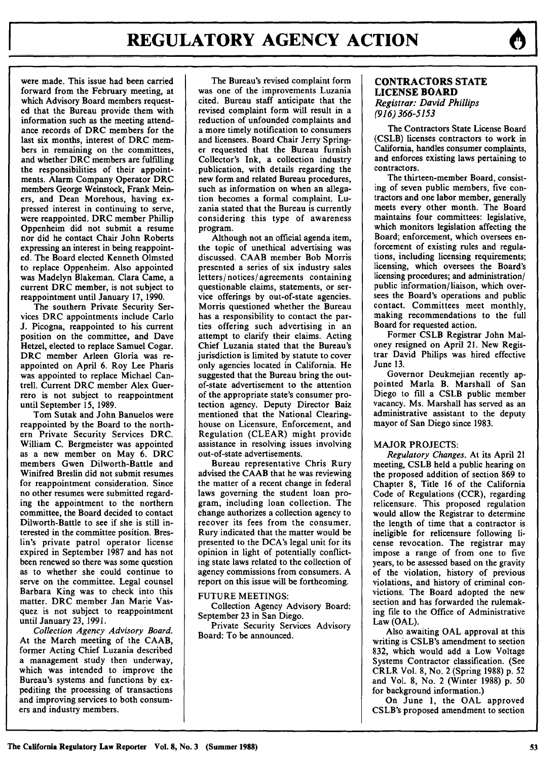were made. This issue had been carried forward from the February meeting, at which Advisory Board members requested that the Bureau provide them with information such as the meeting attendance records of DRC members for the last six months, interest of DRC members in remaining on the committees, and whether DRC members are fulfilling the responsibilities of their appointments. Alarm Company Operator DRC members George Weinstock, Frank Meiners, and Dean Morehous, having expressed interest in continuing to serve, were reappointed. DRC member Phillip Oppenheim did not submit a resume nor did he contact Chair John Roberts expressing an interest in being reappointed. The Board elected Kenneth Olmsted to replace Oppenheim. Also appointed was Madelyn Blakeman. Clara Came, a current DRC member, is not subject to reappointment until January 17, 1990.

The southern Private Security Services DRC appointments include Carlo J. Picogna, reappointed to his current position on the committee, and Dave Hetzel, elected to replace Samuel Cogar. DRC member Arleen Gloria was reappointed on April 6. Roy Lee Pharis was appointed to replace Michael Cantrell. Current DRC member Alex Guerrero is not subject to reappointment until September 15, 1989.

Tom Sutak and John Banuelos were reappointed by the Board to the northern Private Security Services DRC. William C. Bergmeister was appointed as a new member on May 6. DRC members Gwen Dilworth-Battle and Winifred Breslin did not submit resumes for reappointment consideration. Since no other resumes were submitted regarding the appointment to the northern committee, the Board decided to contact Dilworth-Battle to see if she is still interested in the committee position. Breslin's private patrol operator license expired in September 1987 and has not been renewed so there was some question as to whether she could continue to serve on the committee. Legal counsel Barbara King was to check into this matter. DRC member Jan Marie Vasquez is not subject to reappointment until January 23, 1991.

*Collection Agency Advisory Board.* At the March meeting of the CAAB, former Acting Chief Luzania described a management study then underway, which was intended to improve the Bureau's systems and functions by expediting the processing of transactions and improving services to both consumers and industry members.

The Bureau's revised complaint form was one of the improvements Luzania cited. Bureau staff anticipate that the revised complaint form will result in a reduction of unfounded complaints and a more timely notification to consumers and licensees. Board Chair Jerry Springer requested that the Bureau furnish Collector's Ink, a collection industry publication, with details regarding the new form and related Bureau procedures, such as information on when an allegation becomes a formal complaint. Luzania stated that the Bureau is currently considering this type of awareness program.

Although not an official agenda item, the topic of unethical advertising was discussed. CAAB member Bob Morris presented a series of six industry sales letters/notices/agreements containing questionable claims, statements, or service offerings by out-of-state agencies. Morris questioned whether the Bureau has a responsibility to contact the parties offering such advertising in an attempt to clarify their claims. Acting Chief Luzania stated that the Bureau's jurisdiction is limited by statute to cover only agencies located in California. He suggested that the Bureau bring the out-of-state advertisement to the attention of the appropriate state's consumer protection agency. Deputy Director Baiz mentioned that the National Clearinghouse on Licensure, Enforcement, and Regulation (CLEAR) might provide assistance in resolving issues involving out-of-state advertisements.

Bureau representative Chris Rury advised the CAAB that he was reviewing the matter of a recent change in federal laws governing the student loan program, including loan collection. The change authorizes a collection agency to recover its fees from the consumer. Rury indicated that the matter would be presented to the DCA's legal unit for its opinion in light of potentially conflicting state laws related to the collection of agency commissions from consumers. A report on this issue will be forthcoming.

FUTURE MEETINGS:

Collection Agency Advisory Board: September 23 in San Diego.

Private Security Services Advisory Board: To be announced.

## CONTRACTORS STATE LICENSE BOARD

*Registrar: David Phillips*
*(916) 366-5153*

The Contractors State License Board (CSLB) licenses contractors to work in California, handles consumer complaints, and enforces existing laws pertaining to contractors.

The thirteen-member Board, consisting of seven public members, five contractors and one labor member, generally meets every other month. The Board maintains four committees: legislative, which monitors legislation affecting the Board; enforcement, which oversees enforcement of existing rules and regulations, including licensing requirements; licensing, which oversees the Board's licensing procedures; and administration/public information/liaison, which oversees the Board's operations and public contact. Committees meet monthly, making recommendations to the full Board for requested action.

Former CSLB Registrar John Maloney resigned on April 21. New Registrar David Philips was hired effective June 13.

Governor Deukmejian recently appointed Marla B. Marshall of San Diego to fill a CSLB public member vacancy. Ms. Marshall has served as an administrative assistant to the deputy mayor of San Diego since 1983.

MAJOR PROJECTS:

*Regulatory Changes.* At its April 21 meeting, CSLB held a public hearing on the proposed addition of section 869 to Chapter 8, Title 16 of the California Code of Regulations (CCR), regarding relicensure. This proposed regulation would allow the Registrar to determine the length of time that a contractor is ineligible for relicensure following license revocation. The registrar may impose a range of from one to five years, to be assessed based on the gravity of the violation, history of previous violations, and history of criminal convictions. The Board adopted the new section and has forwarded the rulemaking file to the Office of Administrative Law (OAL).

Also awaiting OAL approval at this writing is CSLB's amendment to section 832, which would add a Low Voltage Systems Contractor classification. (See CRLR Vol. 8, No. 2 (Spring 1988) p. 52 and Vol. 8, No. 2 (Winter 1988) p. 50 for background information.)

On June 1, the OAL approved CSLB's proposed amendment to section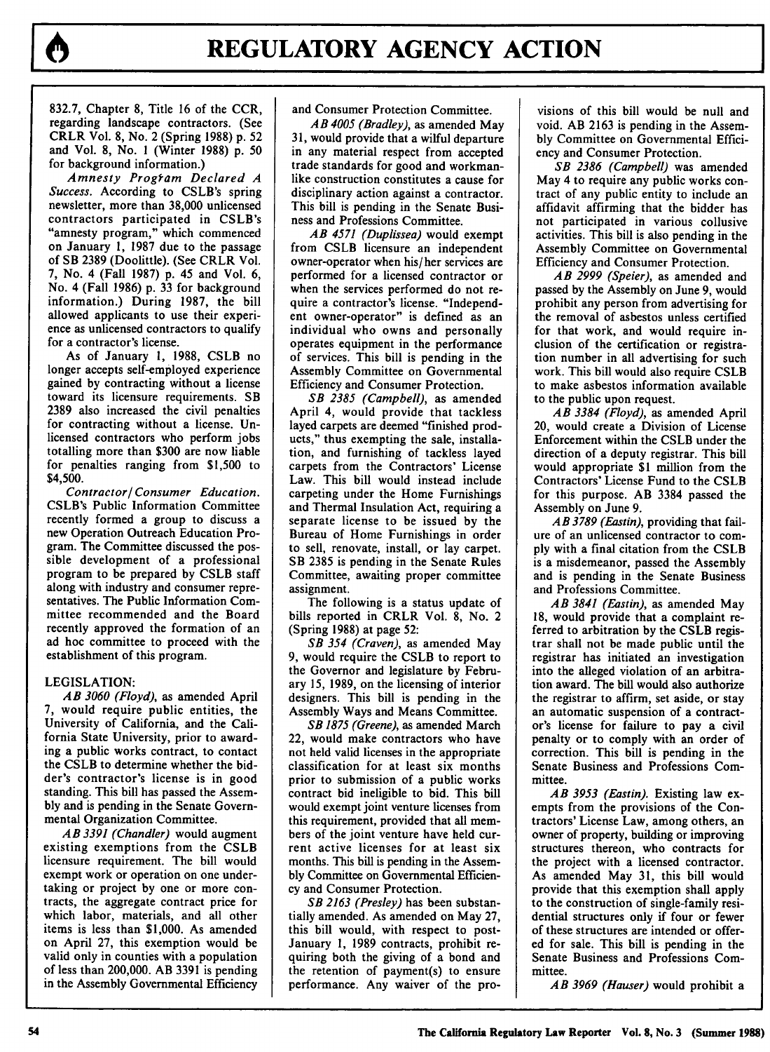832.7, Chapter 8, Title 16 of the CCR, regarding landscape contractors. (See CRLR Vol. 8, No. 2 (Spring 1988) p. 52 and Vol. 8, No. 1 (Winter 1988) p. 50 for background information.)

*Amnesty Program Declared A Success.* According to CSLB's spring newsletter, more than 38,000 unlicensed contractors participated in CSLB's "amnesty program," which commenced on January 1, 1987 due to the passage of SB 2389 (Doolittle). (See CRLR Vol. 7, No. 4 (Fall 1987) p. 45 and Vol. 6, No. 4 (Fall 1986) p. 33 for background information.) During 1987, the bill allowed applicants to use their experience as unlicensed contractors to qualify for a contractor's license.

As of January 1, 1988, CSLB no longer accepts self-employed experience gained by contracting without a license toward its licensure requirements. SB 2389 also increased the civil penalties for contracting without a license. Unlicensed contractors who perform jobs totalling more than $300 are now liable for penalties ranging from $1,500 to $4,500.

*Contractor/Consumer Education.* CSLB's Public Information Committee recently formed a group to discuss a new Operation Outreach Education Program. The Committee discussed the possible development of a professional program to be prepared by CSLB staff along with industry and consumer representatives. The Public Information Committee recommended and the Board recently approved the formation of an ad hoc committee to proceed with the establishment of this program.

LEGISLATION:

*AB 3060 (Floyd)*, as amended April 7, would require public entities, the University of California, and the California State University, prior to awarding a public works contract, to contact the CSLB to determine whether the bidder's contractor's license is in good standing. This bill has passed the Assembly and is pending in the Senate Governmental Organization Committee.

*AB 3391 (Chandler)* would augment existing exemptions from the CSLB licensure requirement. The bill would exempt work or operation on one undertaking or project by one or more contracts, the aggregate contract price for which labor, materials, and all other items is less than $1,000. As amended on April 27, this exemption would be valid only in counties with a population of less than 200,000. AB 3391 is pending in the Assembly Governmental Efficiency and Consumer Protection Committee.

*AB 4005 (Bradley)*, as amended May 31, would provide that a wilful departure in any material respect from accepted trade standards for good and workmanlike construction constitutes a cause for disciplinary action against a contractor. This bill is pending in the Senate Business and Professions Committee.

*AB 4571 (Duplissea)* would exempt from CSLB licensure an independent owner-operator when his/her services are performed for a licensed contractor or when the services performed do not require a contractor's license. "Independent owner-operator" is defined as an individual who owns and personally operates equipment in the performance of services. This bill is pending in the Assembly Committee on Governmental Efficiency and Consumer Protection.

*SB 2385 (Campbell)*, as amended April 4, would provide that tackless layed carpets are deemed "finished products", thus exempting the sale, installation, and furnishing of tackless layed carpets from the Contractors' License Law. This bill would instead include carpeting under the Home Furnishings and Thermal Insulation Act, requiring a separate license to be issued by the Bureau of Home Furnishings in order to sell, renovate, install, or lay carpet. SB 2385 is pending in the Senate Rules Committee, awaiting proper committee assignment.

The following is a status update of bills reported in CRLR Vol. 8, No. 2 (Spring 1988) at page 52:

*SB 354 (Craven)*, as amended May 9, would require the CSLB to report to the Governor and legislature by February 15, 1989, on the licensing of interior designers. This bill is pending in the Assembly Ways and Means Committee.

*SB 1875 (Greene)*, as amended March 22, would make contractors who have not held valid licenses in the appropriate classification for at least six months prior to submission of a public works contract bid ineligible to bid. This bill would exempt joint venture licenses from this requirement, provided that all members of the joint venture have held current active licenses for at least six months. This bill is pending in the Assembly Committee on Governmental Efficiency and Consumer Protection.

*SB 2163 (Presley)* has been substantially amended. As amended on May 27, this bill would, with respect to post-January 1, 1989 contracts, prohibit requiring both the giving of a bond and the retention of payment(s) to ensure performance. Any waiver of the provisions of this bill would be null and void. AB 2163 is pending in the Assembly Committee on Governmental Efficiency and Consumer Protection.

*SB 2386 (Campbell)* was amended May 4 to require any public works contract of any public entity to include an affidavit affirming that the bidder has not participated in various collusive activities. This bill is also pending in the Assembly Committee on Governmental Efficiency and Consumer Protection.

*AB 2999 (Speier)*, as amended and passed by the Assembly on June 9, would prohibit any person from advertising for the removal of asbestos unless certified for that work, and would require inclusion of the certification or registration number in all advertising for such work. This bill would also require CSLB to make asbestos information available to the public upon request.

*AB 3384 (Floyd)*, as amended April 20, would create a Division of License Enforcement within the CSLB under the direction of a deputy registrar. This bill would appropriate $1 million from the Contractors' License Fund to the CSLB for this purpose. AB 3384 passed the Assembly on June 9.

*AB 3789 (Eastin)*, providing that failure of an unlicensed contractor to comply with a final citation from the CSLB is a misdemeanor, passed the Assembly and is pending in the Senate Business and Professions Committee.

*AB 3841 (Eastin)*, as amended May 18, would provide that a complaint referred to arbitration by the CSLB registrar shall not be made public until the registrar has initiated an investigation into the alleged violation of an arbitration award. The bill would also authorize the registrar to affirm, set aside, or stay an automatic suspension of a contractor's license for failure to pay a civil penalty or to comply with an order of correction. This bill is pending in the Senate Business and Professions Committee.

*AB 3953 (Eastin).* Existing law exempts from the provisions of the Contractors' License Law, among others, an owner of property, building or improving structures thereon, who contracts for the project with a licensed contractor. As amended May 31, this bill would provide that this exemption shall apply to the construction of single-family residential structures only if four or fewer of these structures are intended or offered for sale. This bill is pending in the Senate Business and Professions Committee.

*AB 3969 (Hauser)* would prohibit a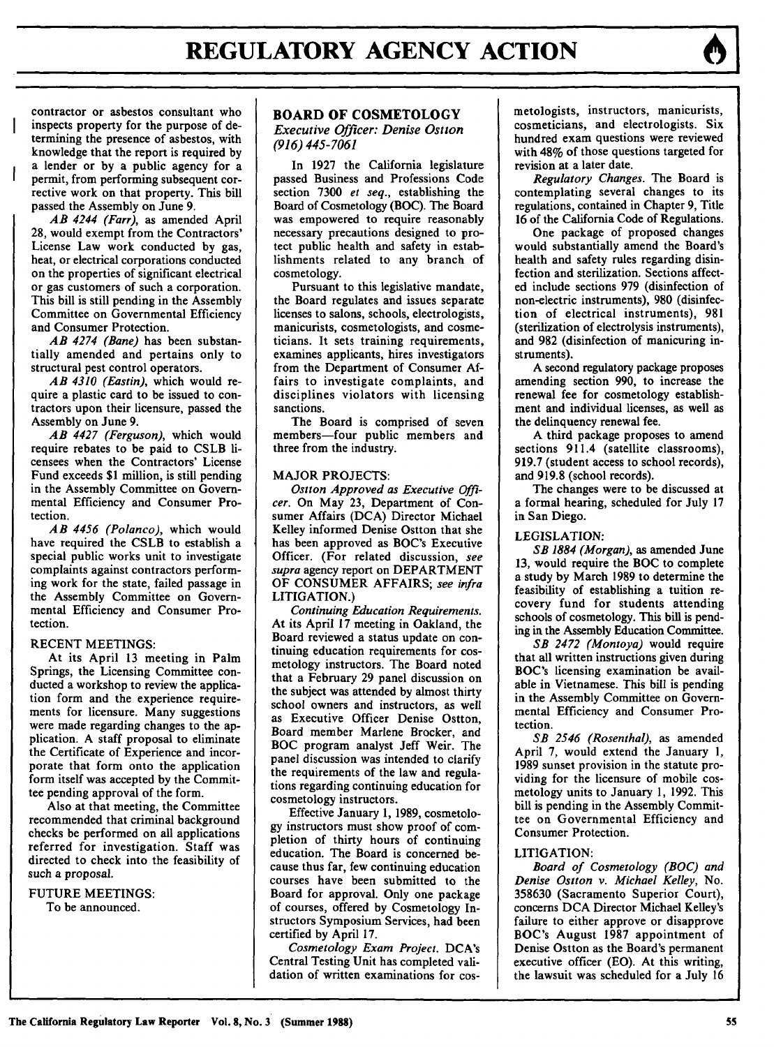contractor or asbestos consultant who inspects property for the purpose of determining the presence of asbestos, with knowledge that the report is required by a lender or by a public agency for a permit, from performing subsequent corrective work on that property. This bill passed the Assembly on June 9.

*AB 4244 (Farr)*, as amended April 28, would exempt from the Contractors' License Law work conducted by gas, heat, or electrical corporations conducted on the properties of significant electrical or gas customers of such a corporation. This bill is still pending in the Assembly Committee on Governmental Efficiency and Consumer Protection.

*AB 4274 (Bane)* has been substantially amended and pertains only to structural pest control operators.

*AB 4310 (Eastin)*, which would require a plastic card to be issued to contractors upon their licensure, passed the Assembly on June 9.

*AB 4427 (Ferguson)*, which would require rebates to be paid to CSLB licensees when the Contractors' License Fund exceeds $1 million, is still pending in the Assembly Committee on Governmental Efficiency and Consumer Protection.

*AB 4456 (Polanco)*, which would have required the CSLB to establish a special public works unit to investigate complaints against contractors performing work for the state, failed passage in the Assembly Committee on Governmental Efficiency and Consumer Protection.

RECENT MEETINGS:

At its April 13 meeting in Palm Springs, the Licensing Committee conducted a workshop to review the application form and the experience requirements for licensure. Many suggestions were made regarding changes to the application. A staff proposal to eliminate the Certificate of Experience and incorporate that form onto the application form itself was accepted by the Committee pending approval of the form.

Also at that meeting, the Committee recommended that criminal background checks be performed on all applications referred for investigation. Staff was directed to check into the feasibility of such a proposal.

FUTURE MEETINGS:

To be announced.

## BOARD OF COSMETOLOGY

*Executive Officer: Denise Ostton*
*(916) 445-7061*

In 1927 the California legislature passed Business and Professions Code section 7300 *et seq.*, establishing the Board of Cosmetology (BOC). The Board was empowered to require reasonably necessary precautions designed to protect public health and safety in establishments related to any branch of cosmetology.

Pursuant to this legislative mandate, the Board regulates and issues separate licenses to salons, schools, electrologists, manicurists, cosmetologists, and cosmeticians. It sets training requirements, examines applicants, hires investigators from the Department of Consumer Affairs to investigate complaints, and disciplines violators with licensing sanctions.

The Board is comprised of seven members—four public members and three from the industry.

MAJOR PROJECTS:

*Ostton Approved as Executive Officer.* On May 23, Department of Consumer Affairs (DCA) Director Michael Kelley informed Denise Ostton that she has been approved as BOC's Executive Officer. (For related discussion, *see supra* agency report on DEPARTMENT OF CONSUMER AFFAIRS; *see infra* LITIGATION.)

*Continuing Education Requirements.* At its April 17 meeting in Oakland, the Board reviewed a status update on continuing education requirements for cosmetology instructors. The Board noted that a February 29 panel discussion on the subject was attended by almost thirty school owners and instructors, as well as Executive Officer Denise Ostton, Board member Marlene Brocker, and BOC program analyst Jeff Weir. The panel discussion was intended to clarify the requirements of the law and regulations regarding continuing education for cosmetology instructors.

Effective January 1, 1989, cosmetology instructors must show proof of completion of thirty hours of continuing education. The Board is concerned because thus far, few continuing education courses have been submitted to the Board for approval. Only one package of courses, offered by Cosmetology Instructors Symposium Services, had been certified by April 17.

*Cosmetology Exam Project.* DCA's Central Testing Unit has completed validation of written examinations for cosmetologists, instructors, manicurists, cosmeticians, and electrologists. Six hundred exam questions were reviewed with 48% of those questions targeted for revision at a later date.

*Regulatory Changes.* The Board is contemplating several changes to its regulations, contained in Chapter 9, Title 16 of the California Code of Regulations.

One package of proposed changes would substantially amend the Board's health and safety rules regarding disinfection and sterilization. Sections affected include sections 979 (disinfection of non-electric instruments), 980 (disinfection of electrical instruments), 981 (sterilization of electrolysis instruments), and 982 (disinfection of manicuring instruments).

A second regulatory package proposes amending section 990, to increase the renewal fee for cosmetology establishment and individual licenses, as well as the delinquency renewal fee.

A third package proposes to amend sections 911.4 (satellite classrooms), 919.7 (student access to school records), and 919.8 (school records).

The changes were to be discussed at a formal hearing, scheduled for July 17 in San Diego.

LEGISLATION:

*SB 1884 (Morgan)*, as amended June 13, would require the BOC to complete a study by March 1989 to determine the feasibility of establishing a tuition recovery fund for students attending schools of cosmetology. This bill is pending in the Assembly Education Committee.

*SB 2472 (Montoya)* would require that all written instructions given during BOC's licensing examination be available in Vietnamese. This bill is pending in the Assembly Committee on Governmental Efficiency and Consumer Protection.

*SB 2546 (Rosenthal)*, as amended April 7, would extend the January 1, 1989 sunset provision in the statute providing for the licensure of mobile cosmetology units to January 1, 1992. This bill is pending in the Assembly Committee on Governmental Efficiency and Consumer Protection.

LITIGATION:

*Board of Cosmetology (BOC) and Denise Ostton v. Michael Kelley*, No. 358630 (Sacramento Superior Court), concerns DCA Director Michael Kelley's failure to either approve or disapprove BOC's August 1987 appointment of Denise Ostton as the Board's permanent executive officer (EO). At this writing, the lawsuit was scheduled for a July 16